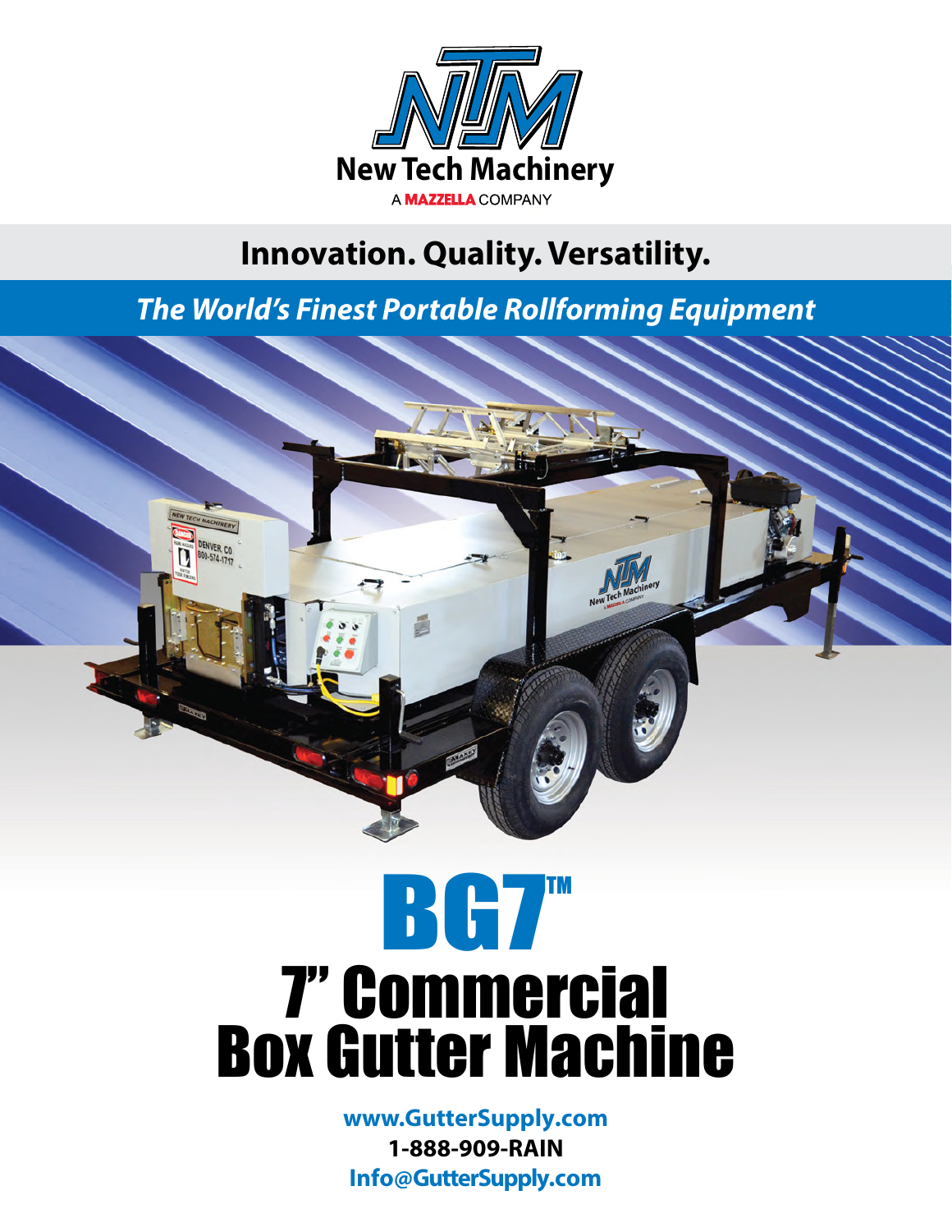New Tech Machinery

A MAZZELLA COMPANY

## Innovation. Quality. Versatility.

***The World's Finest Portable Rollforming Equipment***

# BG7™

# 7" Commercial Box Gutter Machine

**www.GutterSupply.com**

**1-888-909-RAIN**

**Info@GutterSupply.com**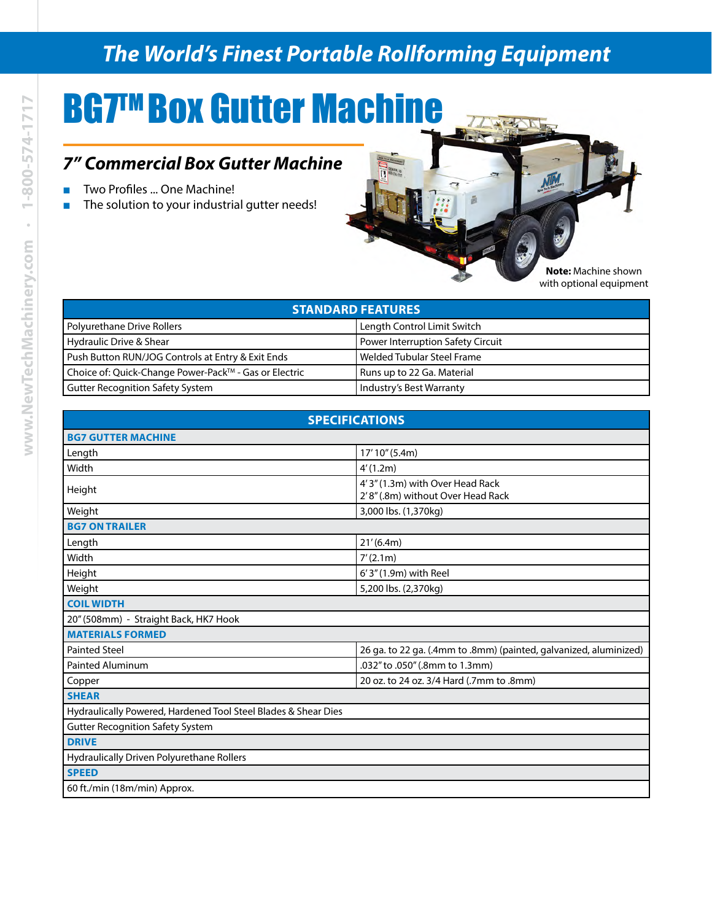## The World's Finest Portable Rollforming Equipment

# BG7™ Box Gutter Machine

### *7" Commercial Box Gutter Machine*

- Two Profiles ... One Machine!
- The solution to your industrial gutter needs!

**Note:** Machine shown with optional equipment

| STANDARD FEATURES | |
|---|---|
| Polyurethane Drive Rollers | Length Control Limit Switch |
| Hydraulic Drive & Shear | Power Interruption Safety Circuit |
| Push Button RUN/JOG Controls at Entry & Exit Ends | Welded Tubular Steel Frame |
| Choice of: Quick-Change Power-Pack™ - Gas or Electric | Runs up to 22 Ga. Material |
| Gutter Recognition Safety System | Industry's Best Warranty |

| SPECIFICATIONS | |
|---|---|
| **BG7 GUTTER MACHINE** | |
| Length | 17' 10" (5.4m) |
| Width | 4' (1.2m) |
| Height | 4' 3" (1.3m) with Over Head Rack<br>2' 8" (.8m) without Over Head Rack |
| Weight | 3,000 lbs. (1,370kg) |
| **BG7 ON TRAILER** | |
| Length | 21' (6.4m) |
| Width | 7' (2.1m) |
| Height | 6' 3" (1.9m) with Reel |
| Weight | 5,200 lbs. (2,370kg) |
| **COIL WIDTH** | |
| 20" (508mm) - Straight Back, HK7 Hook | |
| **MATERIALS FORMED** | |
| Painted Steel | 26 ga. to 22 ga. (.4mm to .8mm) (painted, galvanized, aluminized) |
| Painted Aluminum | .032" to .050" (.8mm to 1.3mm) |
| Copper | 20 oz. to 24 oz. 3/4 Hard (.7mm to .8mm) |
| **SHEAR** | |
| Hydraulically Powered, Hardened Tool Steel Blades & Shear Dies | |
| Gutter Recognition Safety System | |
| **DRIVE** | |
| Hydraulically Driven Polyurethane Rollers | |
| **SPEED** | |
| 60 ft./min (18m/min) Approx. | |

www.NewTechMachinery.com • 1-800-574-1717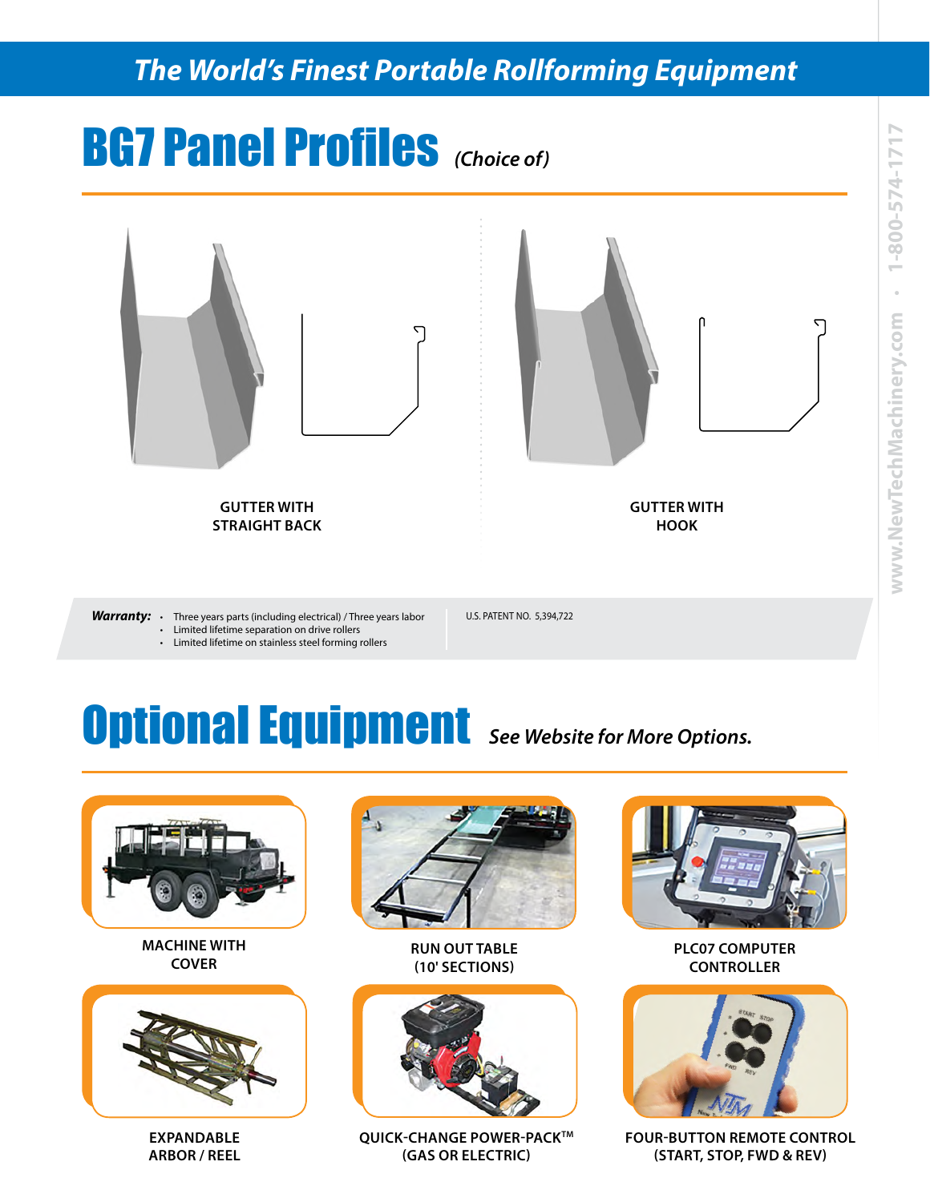## The World's Finest Portable Rollforming Equipment

# BG7 Panel Profiles *(Choice of)*

GUTTER WITH STRAIGHT BACK

GUTTER WITH HOOK

***Warranty:***
- Three years parts (including electrical) / Three years labor
- Limited lifetime separation on drive rollers
- Limited lifetime on stainless steel forming rollers

U.S. PATENT NO. 5,394,722

# Optional Equipment *See Website for More Options.*

MACHINE WITH COVER

RUN OUT TABLE (10' SECTIONS)

PLC07 COMPUTER CONTROLLER

EXPANDABLE ARBOR / REEL

QUICK-CHANGE POWER-PACK™ (GAS OR ELECTRIC)

FOUR-BUTTON REMOTE CONTROL (START, STOP, FWD & REV)